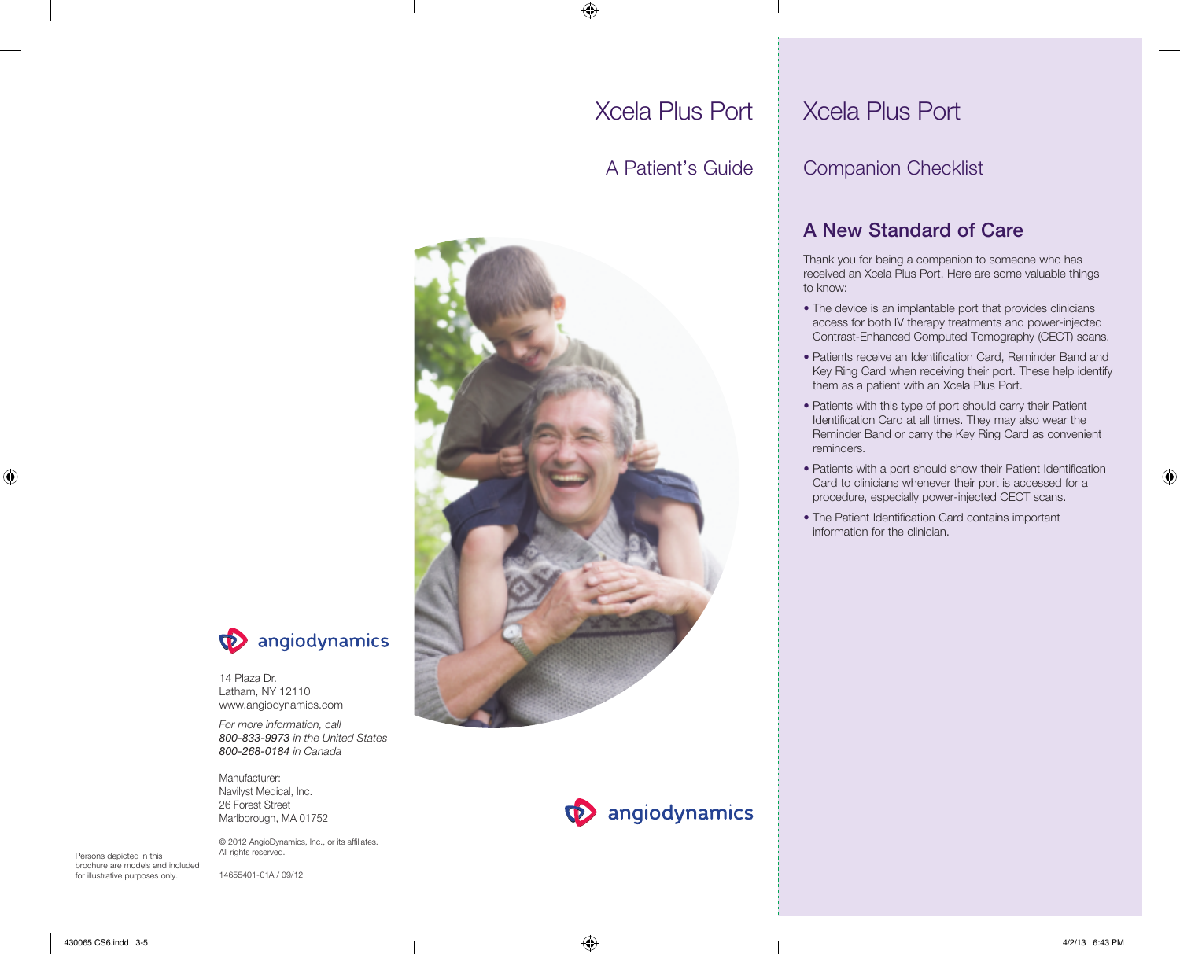Persons depicted in this brochure are models and included for illustrative purposes only.

angiodynamics

14 Plaza Dr.
Latham, NY 12110
www.angiodynamics.com

*For more information, call*
*800-833-9973 in the United States*
*800-268-0184 in Canada*

Manufacturer:
Navilyst Medical, Inc.
26 Forest Street
Marlborough, MA 01752

© 2012 AngioDynamics, Inc., or its affiliates.
All rights reserved.

14655401-01A / 09/12

# Xcela Plus Port

## A Patient's Guide

angiodynamics

# Xcela Plus Port

## Companion Checklist

### A New Standard of Care

Thank you for being a companion to someone who has received an Xcela Plus Port. Here are some valuable things to know:

- The device is an implantable port that provides clinicians access for both IV therapy treatments and power-injected Contrast-Enhanced Computed Tomography (CECT) scans.
- Patients receive an Identification Card, Reminder Band and Key Ring Card when receiving their port. These help identify them as a patient with an Xcela Plus Port.
- Patients with this type of port should carry their Patient Identification Card at all times. They may also wear the Reminder Band or carry the Key Ring Card as convenient reminders.
- Patients with a port should show their Patient Identification Card to clinicians whenever their port is accessed for a procedure, especially power-injected CECT scans.
- The Patient Identification Card contains important information for the clinician.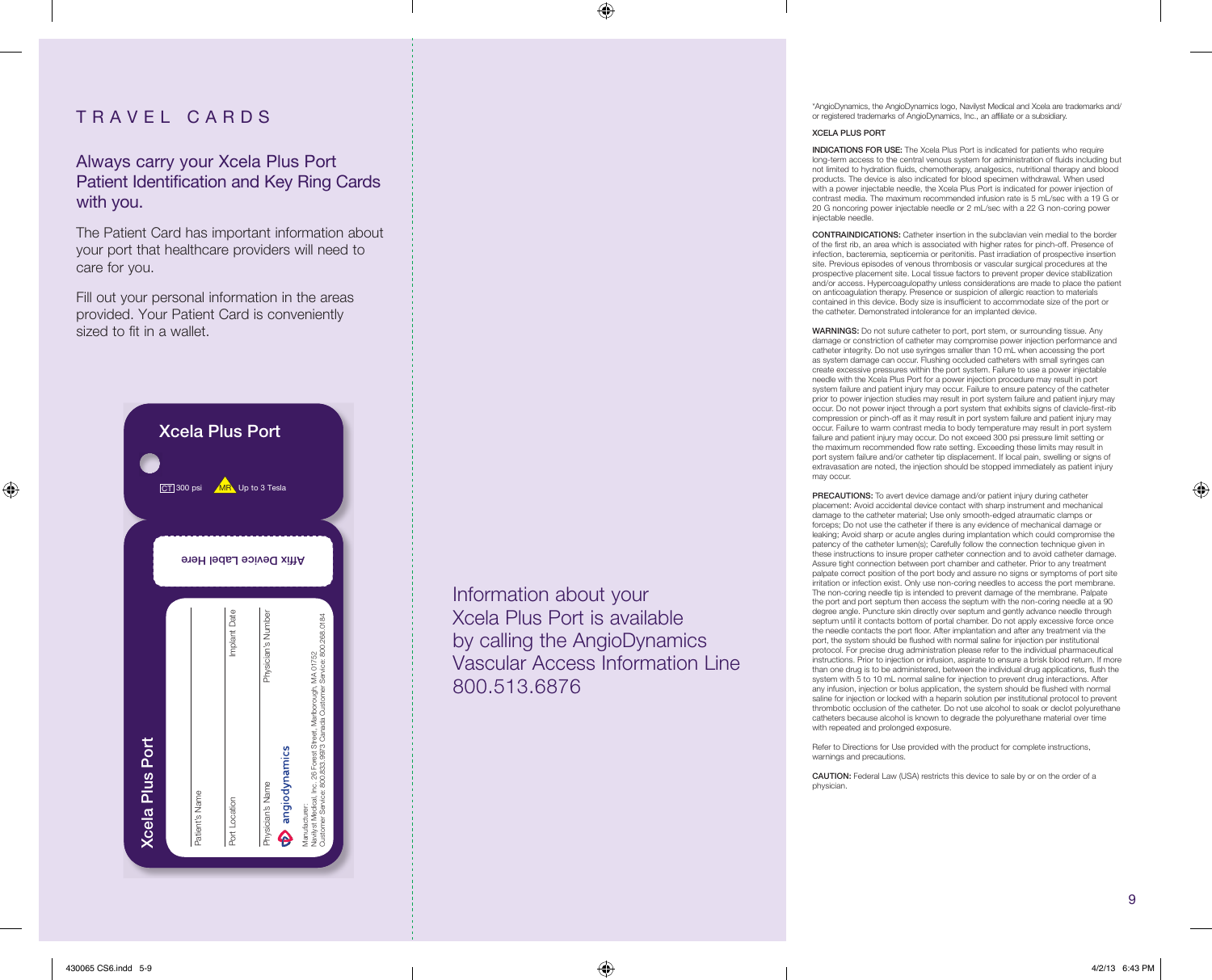# TRAVEL CARDS

## Always carry your Xcela Plus Port Patient Identification and Key Ring Cards with you.

The Patient Card has important information about your port that healthcare providers will need to care for you.

Fill out your personal information in the areas provided. Your Patient Card is conveniently sized to fit in a wallet.

**Xcela Plus Port**

CT 300 psi MR Up to 3 Tesla

Affix Device Label Here

**Xcela Plus Port**

Patient's Name

Port Location | Implant Date

Physician's Name | Physician's Number

angiodynamics

Manufacturer:
Navilyst Medical, Inc. 26 Forest Street, Marlborough, MA 01752
Customer Service: 800.833.9973 Canada Customer Service: 800.268.0184

Information about your Xcela Plus Port is available by calling the AngioDynamics Vascular Access Information Line 800.513.6876

*AngioDynamics, the AngioDynamics logo, Navilyst Medical and Xcela are trademarks and/or registered trademarks of AngioDynamics, Inc., an affiliate or a subsidiary.

XCELA PLUS PORT

**INDICATIONS FOR USE:** The Xcela Plus Port is indicated for patients who require long-term access to the central venous system for administration of fluids including but not limited to hydration fluids, chemotherapy, analgesics, nutritional therapy and blood products. The device is also indicated for blood specimen withdrawal. When used with a power injectable needle, the Xcela Plus Port is indicated for power injection of contrast media. The maximum recommended infusion rate is 5 mL/sec with a 19 G or 20 G noncoring power injectable needle or 2 mL/sec with a 22 G non-coring power injectable needle.

**CONTRAINDICATIONS:** Catheter insertion in the subclavian vein medial to the border of the first rib, an area which is associated with higher rates for pinch-off. Presence of infection, bacteremia, septicemia or peritonitis. Past irradiation of prospective insertion site. Previous episodes of venous thrombosis or vascular surgical procedures at the prospective placement site. Local tissue factors to prevent proper device stabilization and/or access. Hypercoagulopathy unless considerations are made to place the patient on anticoagulation therapy. Presence or suspicion of allergic reaction to materials contained in this device. Body size is insufficient to accommodate size of the port or the catheter. Demonstrated intolerance for an implanted device.

**WARNINGS:** Do not suture catheter to port, port stem, or surrounding tissue. Any damage or constriction of catheter may compromise power injection performance and catheter integrity. Do not use syringes smaller than 10 mL when accessing the port as system damage can occur. Flushing occluded catheters with small syringes can create excessive pressures within the port system. Failure to use a power injectable needle with the Xcela Plus Port for a power injection procedure may result in port system failure and patient injury may occur. Failure to ensure patency of the catheter prior to power injection studies may result in port system failure and patient injury may occur. Do not power inject through a port system that exhibits signs of clavicle-first-rib compression or pinch-off as it may result in port system failure and patient injury may occur. Failure to warm contrast media to body temperature may result in port system failure and patient injury may occur. Do not exceed 300 psi pressure limit setting or the maximum recommended flow rate setting. Exceeding these limits may result in port system failure and/or catheter tip displacement. If local pain, swelling or signs of extravasation are noted, the injection should be stopped immediately as patient injury may occur.

**PRECAUTIONS:** To avert device damage and/or patient injury during catheter placement: Avoid accidental device contact with sharp instrument and mechanical damage to the catheter material; Use only smooth-edged atraumatic clamps or forceps; Do not use the catheter if there is any evidence of mechanical damage or leaking; Avoid sharp or acute angles during implantation which could compromise the patency of the catheter lumen(s); Carefully follow the connection technique given in these instructions to insure proper catheter connection and to avoid catheter damage. Assure tight connection between port chamber and catheter. Prior to any treatment palpate correct position of the port body and assure no signs or symptoms of port site irritation or infection exist. Only use non-coring needles to access the port membrane. The non-coring needle tip is intended to prevent damage of the membrane. Palpate the port and port septum then access the septum with the non-coring needle at a 90 degree angle. Puncture skin directly over septum and gently advance needle through septum until it contacts bottom of portal chamber. Do not apply excessive force once the needle contacts the port floor. After implantation and after any treatment via the port, the system should be flushed with normal saline for injection per institutional protocol. For precise drug administration please refer to the individual pharmaceutical instructions. Prior to injection or infusion, aspirate to ensure a brisk blood return. If more than one drug is to be administered, between the individual drug applications, flush the system with 5 to 10 mL normal saline for injection to prevent drug interactions. After any infusion, injection or bolus application, the system should be flushed with normal saline for injection or locked with a heparin solution per institutional protocol to prevent thrombotic occlusion of the catheter. Do not use alcohol to soak or declot polyurethane catheters because alcohol is known to degrade the polyurethane material over time with repeated and prolonged exposure.

Refer to Directions for Use provided with the product for complete instructions, warnings and precautions.

**CAUTION:** Federal Law (USA) restricts this device to sale by or on the order of a physician.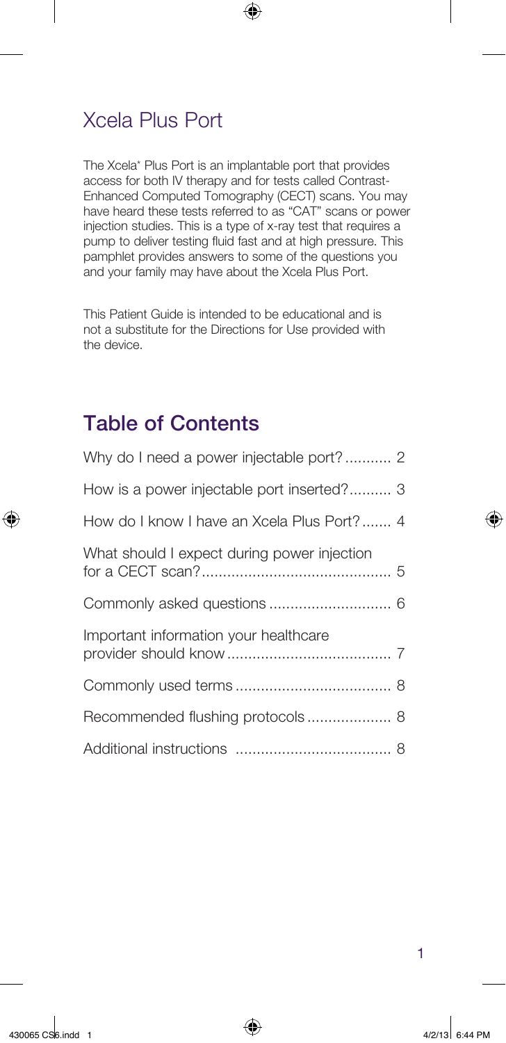## Xcela Plus Port

The Xcela* Plus Port is an implantable port that provides access for both IV therapy and for tests called Contrast-Enhanced Computed Tomography (CECT) scans. You may have heard these tests referred to as "CAT" scans or power injection studies. This is a type of x-ray test that requires a pump to deliver testing fluid fast and at high pressure. This pamphlet provides answers to some of the questions you and your family may have about the Xcela Plus Port.

This Patient Guide is intended to be educational and is not a substitute for the Directions for Use provided with the device.

## Table of Contents

| | |
|---|---|
| Why do I need a power injectable port? | 2 |
| How is a power injectable port inserted? | 3 |
| How do I know I have an Xcela Plus Port? | 4 |
| What should I expect during power injection for a CECT scan? | 5 |
| Commonly asked questions | 6 |
| Important information your healthcare provider should know | 7 |
| Commonly used terms | 8 |
| Recommended flushing protocols | 8 |
| Additional instructions | 8 |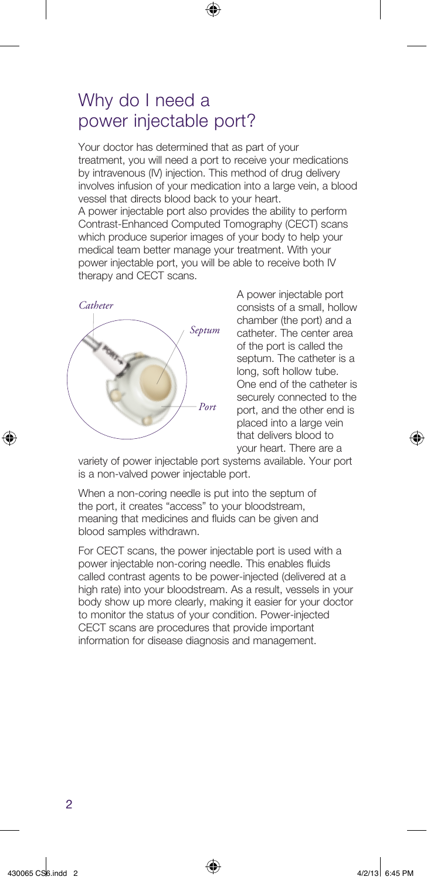# Why do I need a power injectable port?

Your doctor has determined that as part of your treatment, you will need a port to receive your medications by intravenous (IV) injection. This method of drug delivery involves infusion of your medication into a large vein, a blood vessel that directs blood back to your heart.

A power injectable port also provides the ability to perform Contrast-Enhanced Computed Tomography (CECT) scans which produce superior images of your body to help your medical team better manage your treatment. With your power injectable port, you will be able to receive both IV therapy and CECT scans.

A power injectable port consists of a small, hollow chamber (the port) and a catheter. The center area of the port is called the septum. The catheter is a long, soft hollow tube. One end of the catheter is securely connected to the port, and the other end is placed into a large vein that delivers blood to your heart. There are a variety of power injectable port systems available. Your port is a non-valved power injectable port.

When a non-coring needle is put into the septum of the port, it creates "access" to your bloodstream, meaning that medicines and fluids can be given and blood samples withdrawn.

For CECT scans, the power injectable port is used with a power injectable non-coring needle. This enables fluids called contrast agents to be power-injected (delivered at a high rate) into your bloodstream. As a result, vessels in your body show up more clearly, making it easier for your doctor to monitor the status of your condition. Power-injected CECT scans are procedures that provide important information for disease diagnosis and management.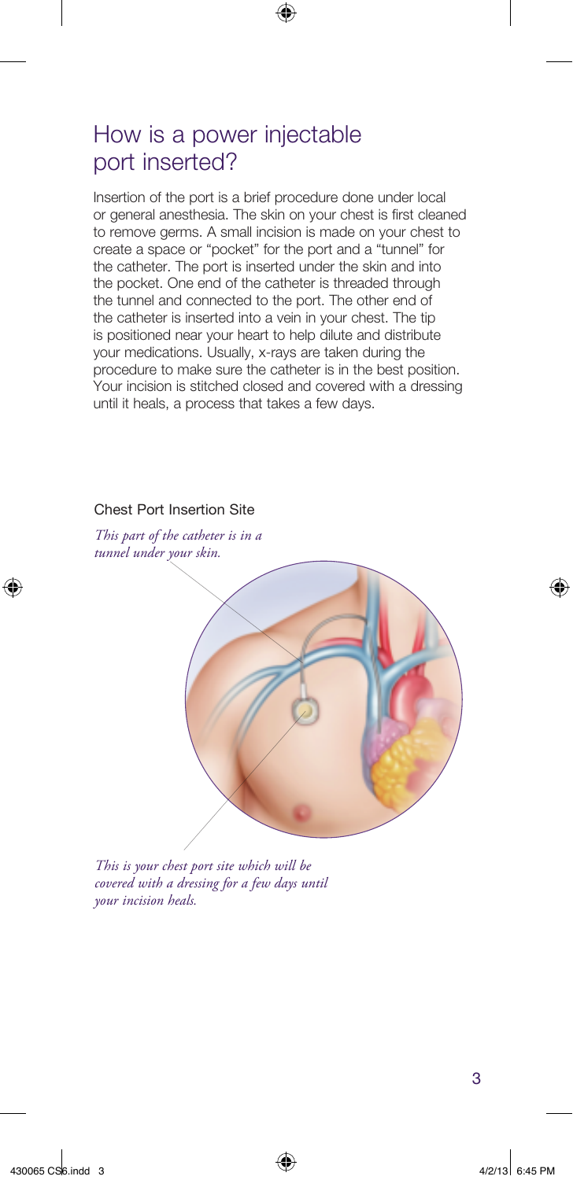# How is a power injectable port inserted?

Insertion of the port is a brief procedure done under local or general anesthesia. The skin on your chest is first cleaned to remove germs. A small incision is made on your chest to create a space or "pocket" for the port and a "tunnel" for the catheter. The port is inserted under the skin and into the pocket. One end of the catheter is threaded through the tunnel and connected to the port. The other end of the catheter is inserted into a vein in your chest. The tip is positioned near your heart to help dilute and distribute your medications. Usually, x-rays are taken during the procedure to make sure the catheter is in the best position. Your incision is stitched closed and covered with a dressing until it heals, a process that takes a few days.

Chest Port Insertion Site

*This part of the catheter is in a tunnel under your skin.*

*This is your chest port site which will be covered with a dressing for a few days until your incision heals.*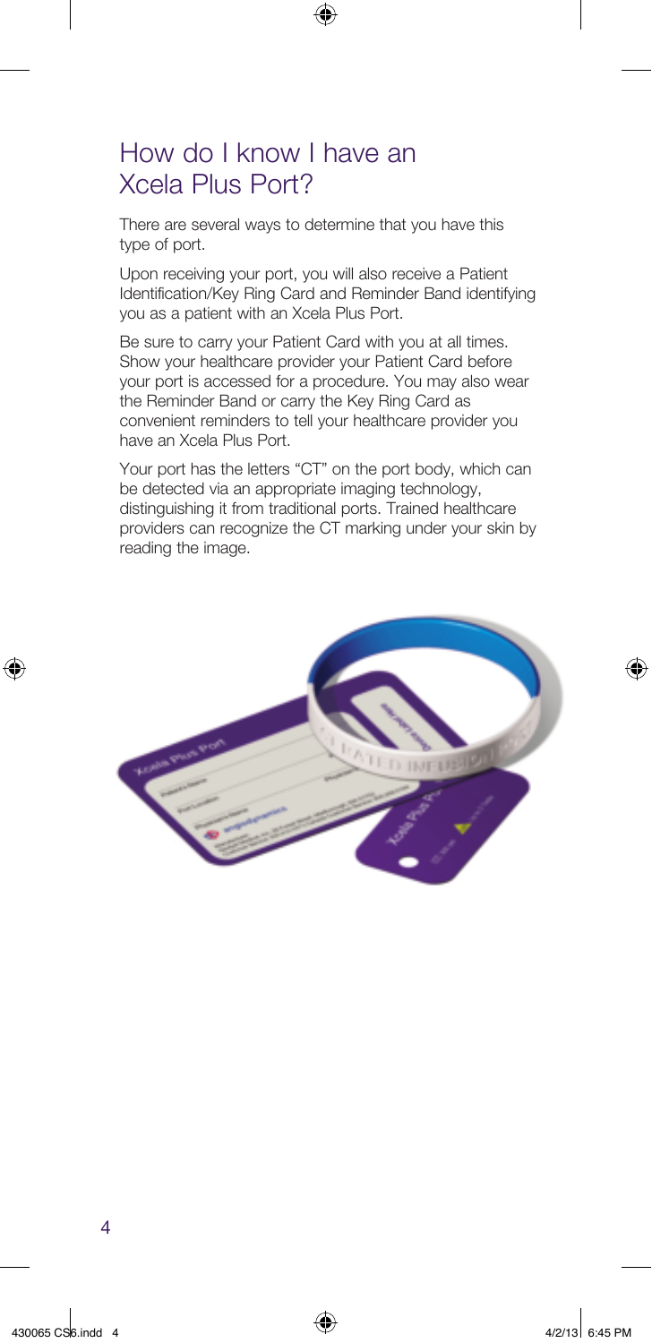# How do I know I have an Xcela Plus Port?

There are several ways to determine that you have this type of port.

Upon receiving your port, you will also receive a Patient Identification/Key Ring Card and Reminder Band identifying you as a patient with an Xcela Plus Port.

Be sure to carry your Patient Card with you at all times. Show your healthcare provider your Patient Card before your port is accessed for a procedure. You may also wear the Reminder Band or carry the Key Ring Card as convenient reminders to tell your healthcare provider you have an Xcela Plus Port.

Your port has the letters "CT" on the port body, which can be detected via an appropriate imaging technology, distinguishing it from traditional ports. Trained healthcare providers can recognize the CT marking under your skin by reading the image.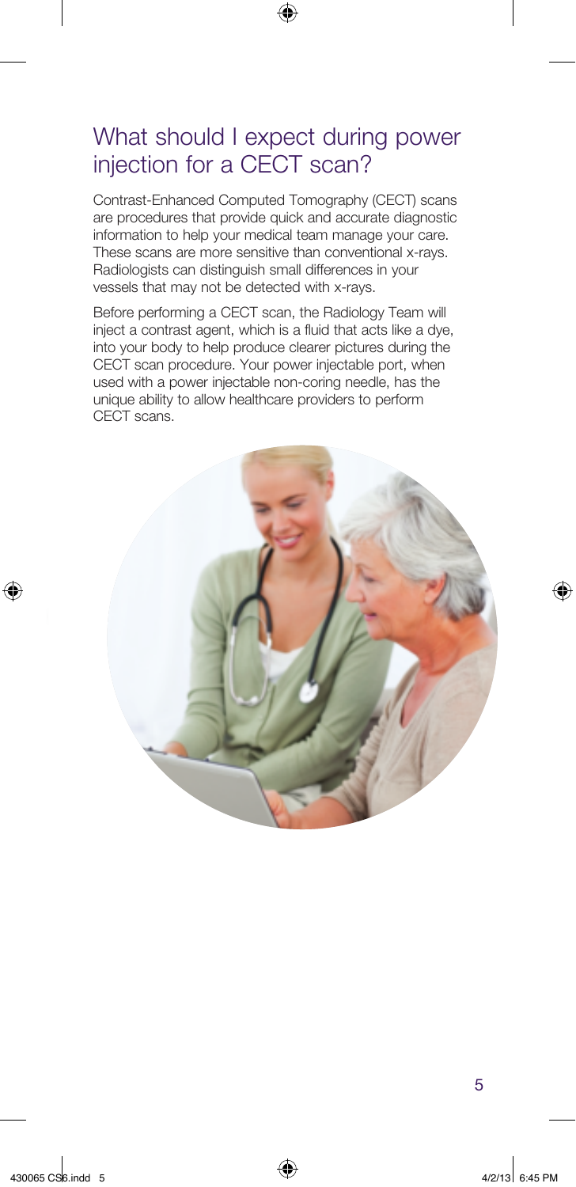## What should I expect during power injection for a CECT scan?

Contrast-Enhanced Computed Tomography (CECT) scans are procedures that provide quick and accurate diagnostic information to help your medical team manage your care. These scans are more sensitive than conventional x-rays. Radiologists can distinguish small differences in your vessels that may not be detected with x-rays.

Before performing a CECT scan, the Radiology Team will inject a contrast agent, which is a fluid that acts like a dye, into your body to help produce clearer pictures during the CECT scan procedure. Your power injectable port, when used with a power injectable non-coring needle, has the unique ability to allow healthcare providers to perform CECT scans.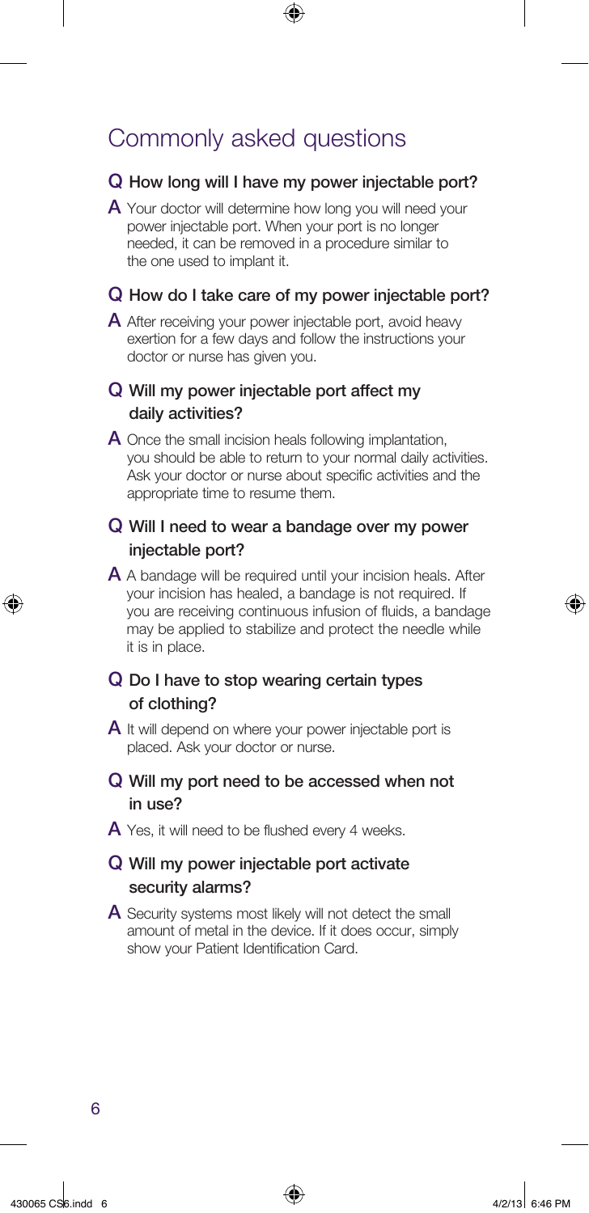# Commonly asked questions

**Q How long will I have my power injectable port?**

**A** Your doctor will determine how long you will need your power injectable port. When your port is no longer needed, it can be removed in a procedure similar to the one used to implant it.

**Q How do I take care of my power injectable port?**

**A** After receiving your power injectable port, avoid heavy exertion for a few days and follow the instructions your doctor or nurse has given you.

**Q Will my power injectable port affect my daily activities?**

**A** Once the small incision heals following implantation, you should be able to return to your normal daily activities. Ask your doctor or nurse about specific activities and the appropriate time to resume them.

**Q Will I need to wear a bandage over my power injectable port?**

**A** A bandage will be required until your incision heals. After your incision has healed, a bandage is not required. If you are receiving continuous infusion of fluids, a bandage may be applied to stabilize and protect the needle while it is in place.

**Q Do I have to stop wearing certain types of clothing?**

**A** It will depend on where your power injectable port is placed. Ask your doctor or nurse.

**Q Will my port need to be accessed when not in use?**

**A** Yes, it will need to be flushed every 4 weeks.

**Q Will my power injectable port activate security alarms?**

**A** Security systems most likely will not detect the small amount of metal in the device. If it does occur, simply show your Patient Identification Card.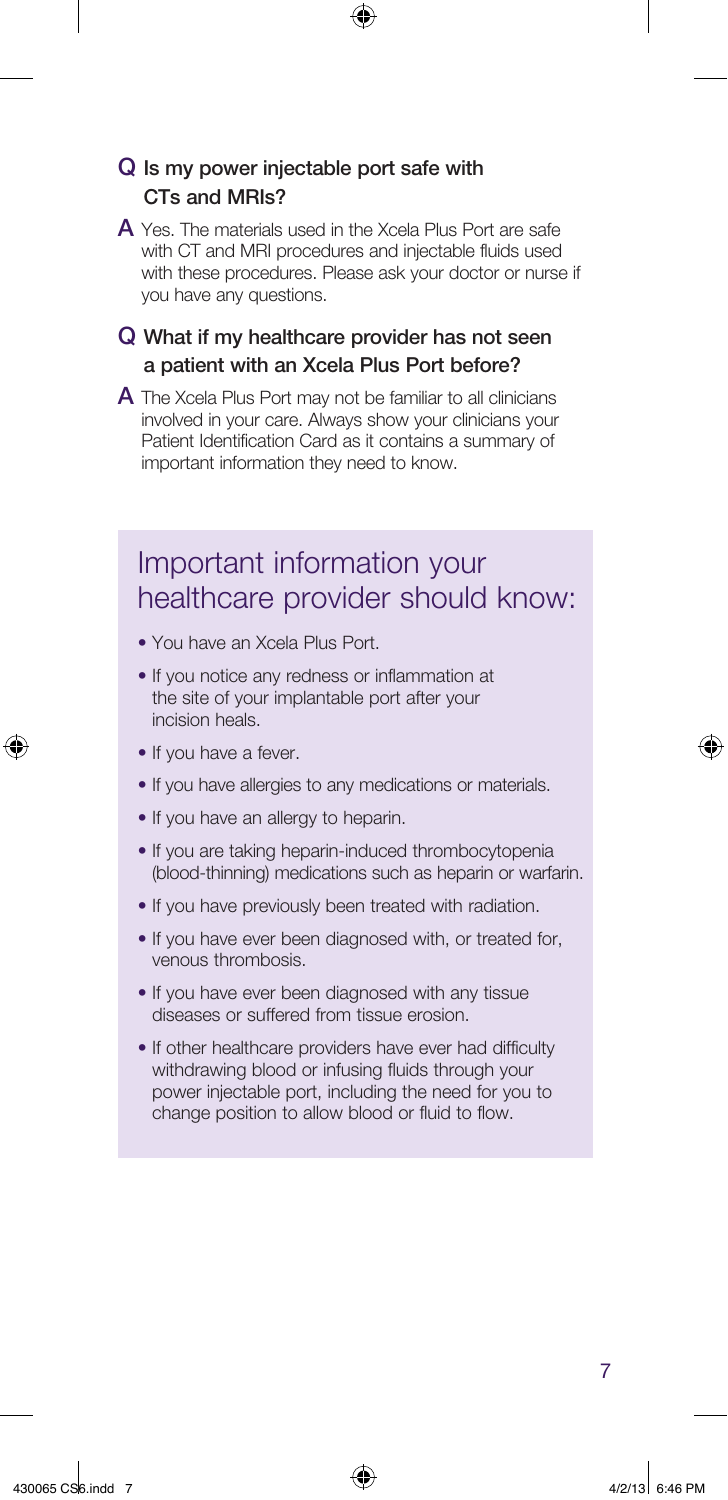**Q Is my power injectable port safe with CTs and MRIs?**

**A** Yes. The materials used in the Xcela Plus Port are safe with CT and MRI procedures and injectable fluids used with these procedures. Please ask your doctor or nurse if you have any questions.

**Q What if my healthcare provider has not seen a patient with an Xcela Plus Port before?**

**A** The Xcela Plus Port may not be familiar to all clinicians involved in your care. Always show your clinicians your Patient Identification Card as it contains a summary of important information they need to know.

## Important information your healthcare provider should know:

- You have an Xcela Plus Port.
- If you notice any redness or inflammation at the site of your implantable port after your incision heals.
- If you have a fever.
- If you have allergies to any medications or materials.
- If you have an allergy to heparin.
- If you are taking heparin-induced thrombocytopenia (blood-thinning) medications such as heparin or warfarin.
- If you have previously been treated with radiation.
- If you have ever been diagnosed with, or treated for, venous thrombosis.
- If you have ever been diagnosed with any tissue diseases or suffered from tissue erosion.
- If other healthcare providers have ever had difficulty withdrawing blood or infusing fluids through your power injectable port, including the need for you to change position to allow blood or fluid to flow.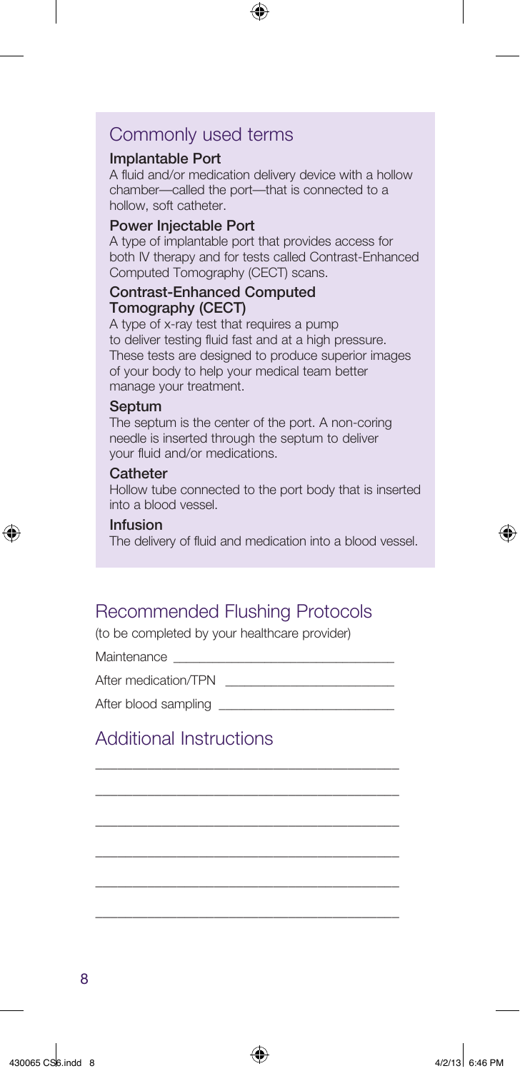## Commonly used terms

**Implantable Port**
A fluid and/or medication delivery device with a hollow chamber—called the port—that is connected to a hollow, soft catheter.

**Power Injectable Port**
A type of implantable port that provides access for both IV therapy and for tests called Contrast-Enhanced Computed Tomography (CECT) scans.

**Contrast-Enhanced Computed Tomography (CECT)**
A type of x-ray test that requires a pump to deliver testing fluid fast and at a high pressure. These tests are designed to produce superior images of your body to help your medical team better manage your treatment.

**Septum**
The septum is the center of the port. A non-coring needle is inserted through the septum to deliver your fluid and/or medications.

**Catheter**
Hollow tube connected to the port body that is inserted into a blood vessel.

**Infusion**
The delivery of fluid and medication into a blood vessel.

## Recommended Flushing Protocols

(to be completed by your healthcare provider)

Maintenance ________________________________

After medication/TPN ________________________

After blood sampling _________________________

## Additional Instructions

__________________________________________

__________________________________________

__________________________________________

__________________________________________

__________________________________________

__________________________________________